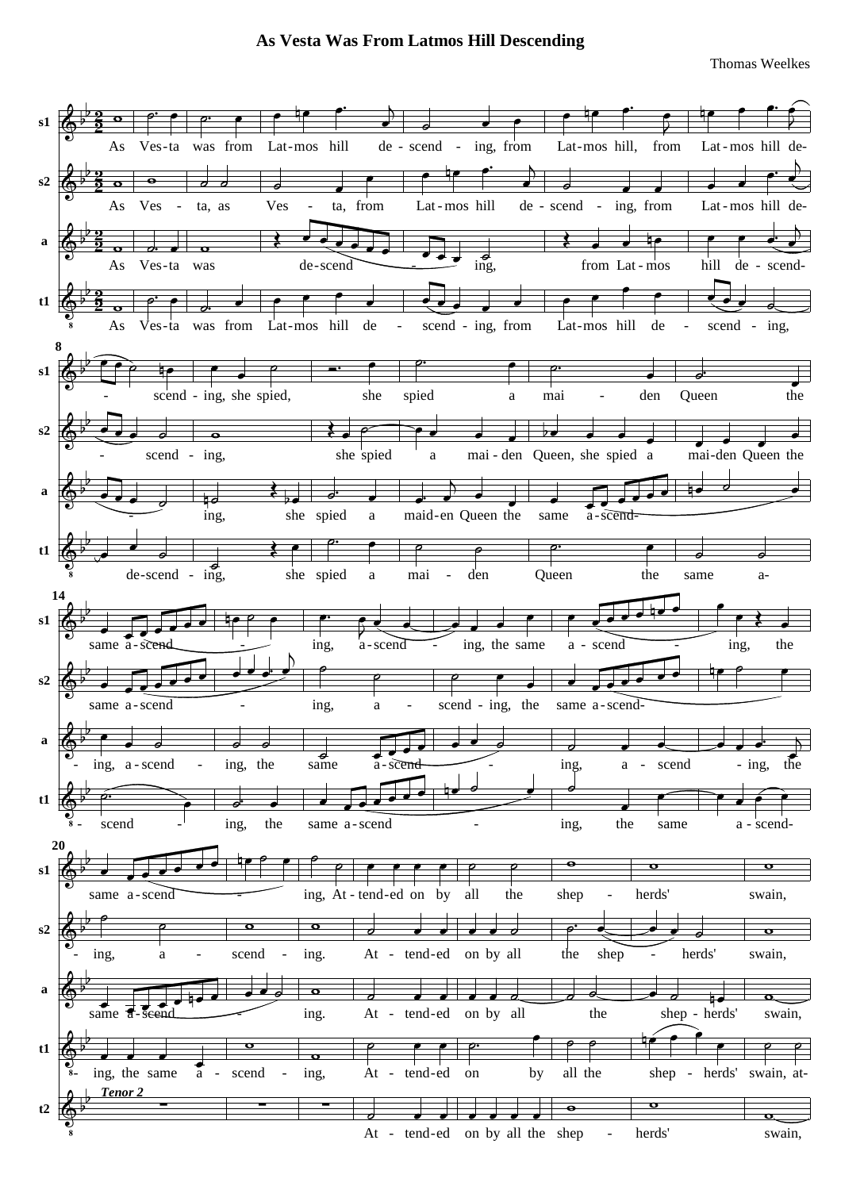# As Vesta Was From Latmos Hill Descending

Thomas Weelkes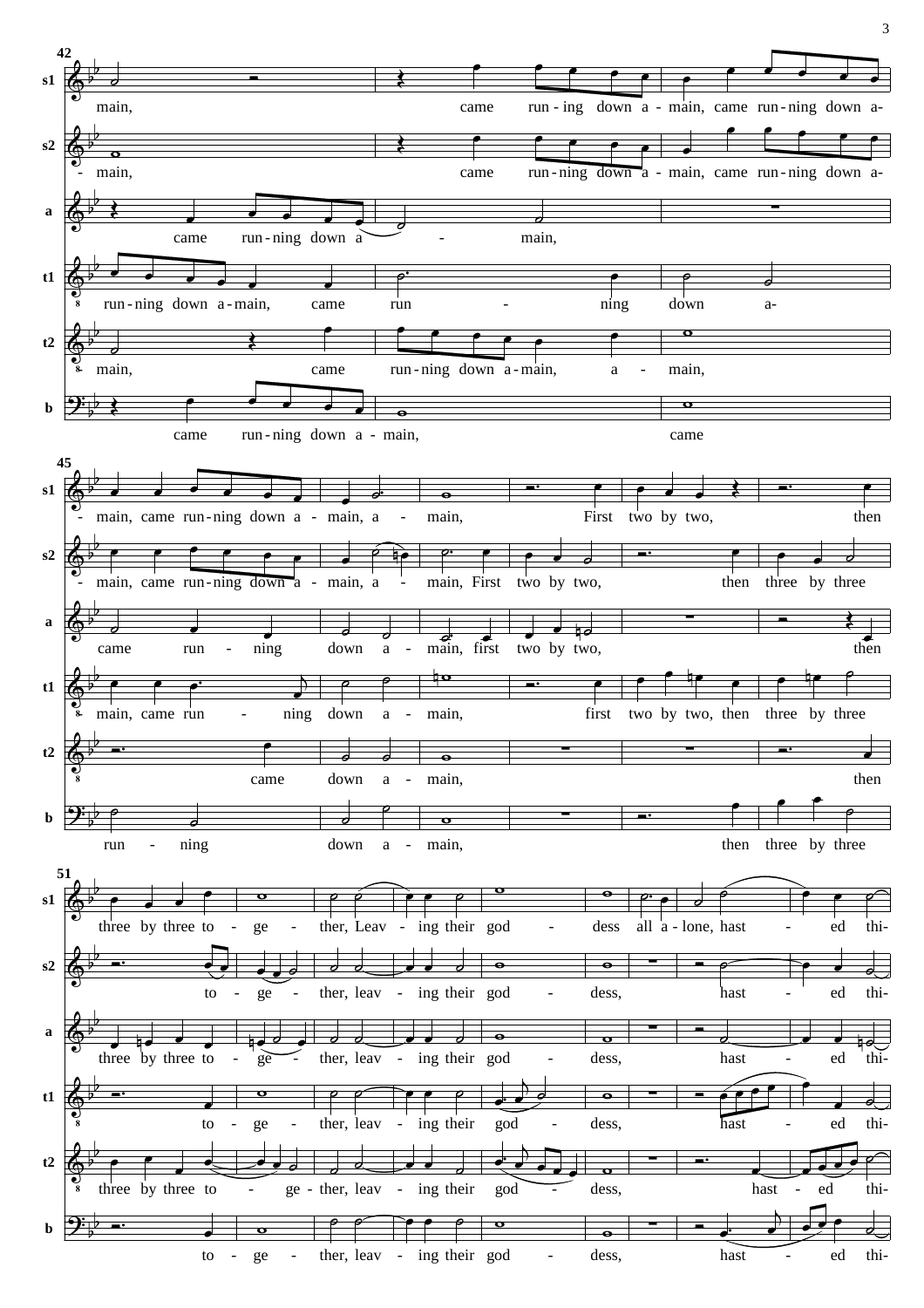**42**

s1: main, came run - ing down a - main, came run - ing down a-

s2: - main, came run - ing down a - main, came run - ing down a-

a: came run - ing down a - main,

t1: run - ning down a - main, came run - ning down a-

t2: main, came run - ning down a - main, a - main,

b: came run - ning down a - main, came

**45**

s1: - main, came run - ning down a - main, a - main, First two by two, then

s2: - main, came run - ning down a - main, a - main, First two by two, then three by three

a: came run - ning down a - main, first two by two, then

t1: main, came run - ning down a - main, first two by two, then three by three

t2: came down a - main, then

b: run - ning down a - main, then three by three

**51**

s1: three by three to - ge - ther, Leav - ing their god - dess all a - lone, hast - ed thi-

s2: to - ge - ther, leav - ing their god - dess, hast - ed thi-

a: three by three to - ge - ther, leav - ing their god - dess, hast - ed thi-

t1: to - ge - ther, leav - ing their god - dess, hast - ed thi-

t2: three by three to - ge - ther, leav - ing their god - dess, hast - ed thi-

b: to - ge - ther, leav - ing their god - dess, hast - ed thi-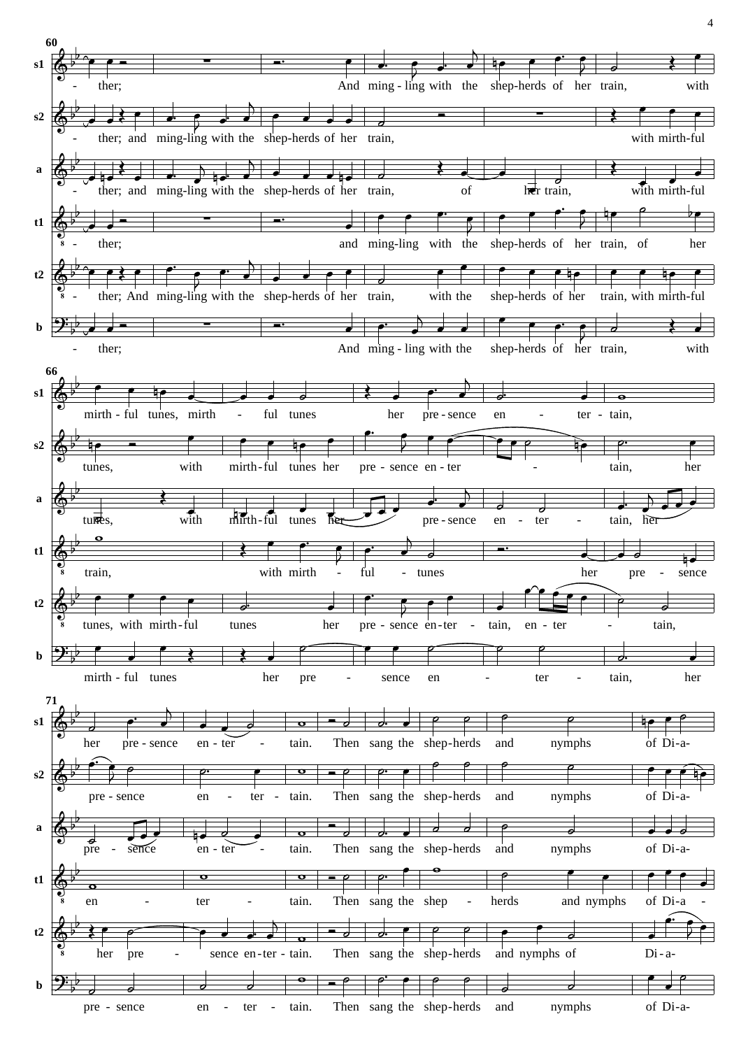**60**

**s1:** - ther; And ming-ling with the shep-herds of her train, with

**s2:** - ther; and ming-ling with the shep-herds of her train, with mirth-ful

**a:** - ther; and ming-ling with the shep-herds of her train, of her train, with mirth-ful

**t1:** - ther; and ming-ling with the shep-herds of her train, of her

**t2:** - ther; And ming-ling with the shep-herds of her train, with the shep-herds of her train, with mirth-ful

**b:** - ther; And ming-ling with the shep-herds of her train, with

**66**

**s1:** mirth-ful tunes, mirth - ful tunes her pre-sence en - ter - tain,

**s2:** tunes, with mirth-ful tunes her pre-sence en-ter - tain, her

**a:** tunes, with mirth-ful tunes her pre-sence en - ter - tain, her

**t1:** train, with mirth - ful - tunes her pre - sence

**t2:** tunes, with mirth-ful tunes her pre-sence en-ter - tain, en-ter - tain,

**b:** mirth-ful tunes her pre - sence en - ter - tain, her

**71**

**s1:** her pre-sence en-ter - tain. Then sang the shep-herds and nymphs of Di-a-

**s2:** pre-sence en - ter - tain. Then sang the shep-herds and nymphs of Di-a-

**a:** pre - sence en-ter - tain. Then sang the shep-herds and nymphs of Di-a-

**t1:** en - ter - tain. Then sang the shep - herds and nymphs of Di-a -

**t2:** her pre - sence en-ter-tain. Then sang the shep-herds and nymphs of Di-a-

**b:** pre-sence en - ter - tain. Then sang the shep-herds and nymphs of Di-a-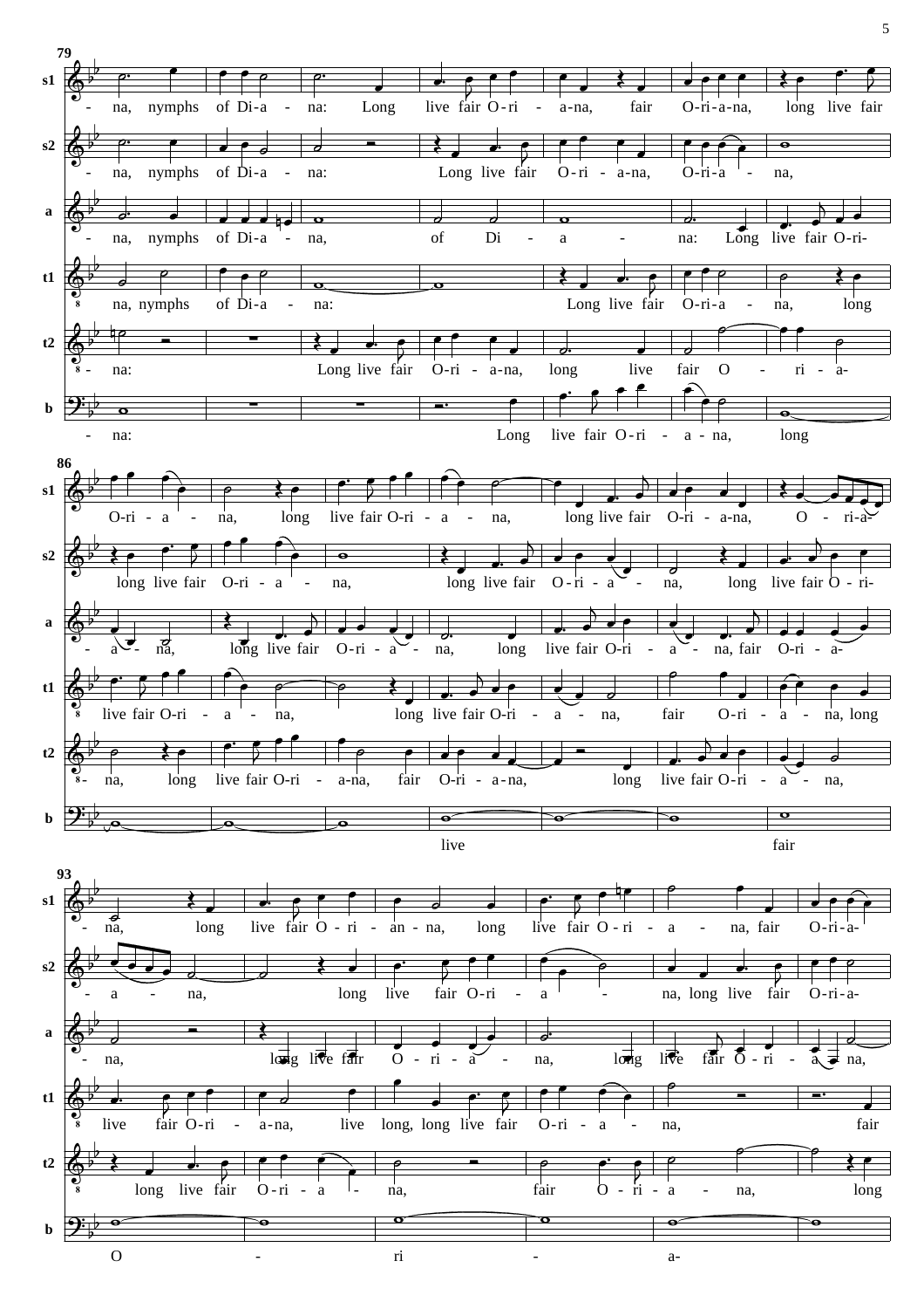**79**

**s1:** - na, nymphs of Di-a - na: Long live fair O-ri - a-na, fair O-ri-a-na, long live fair

**s2:** - na, nymphs of Di-a - na: Long live fair O-ri - a-na, O-ri-a - na,

**a:** - na, nymphs of Di-a - na, of Di - a - na: Long live fair O-ri-

**t1:** na, nymphs of Di-a - na: Long live fair O-ri-a - na, long

**t2:** - na: Long live fair O-ri - a-na, long live fair O - ri - a-

**b:** - na: Long live fair O-ri - a - na, long

**86**

**s1:** O-ri - a - na, long live fair O-ri - a - na, long live fair O-ri - a-na, O - ri-a-

**s2:** long live fair O-ri - a - na, long live fair O-ri - a - na, long live fair O - ri-

**a:** - a - na, long live fair O-ri - a - na, long live fair O-ri - a - na, fair O-ri - a-

**t1:** live fair O-ri - a - na, long live fair O-ri - a - na, fair O-ri - a - na, long

**t2:** - na, long live fair O-ri - a-na, fair O-ri - a-na, long live fair O-ri - a - na,

**b:** live fair

**93**

**s1:** - na, long live fair O - ri - an - na, long live fair O - ri - a - na, fair O-ri-a-

**s2:** - a - na, long live fair O-ri - a - na, long live fair O-ri-a-

**a:** - na, long live fair O - ri - a - na, long live fair O - ri - a na,

**t1:** live fair O-ri - a-na, live long, long live fair O-ri - a - na, fair

**t2:** long live fair O-ri - a - na, fair O - ri - a - na, long

**b:** O - ri - a-